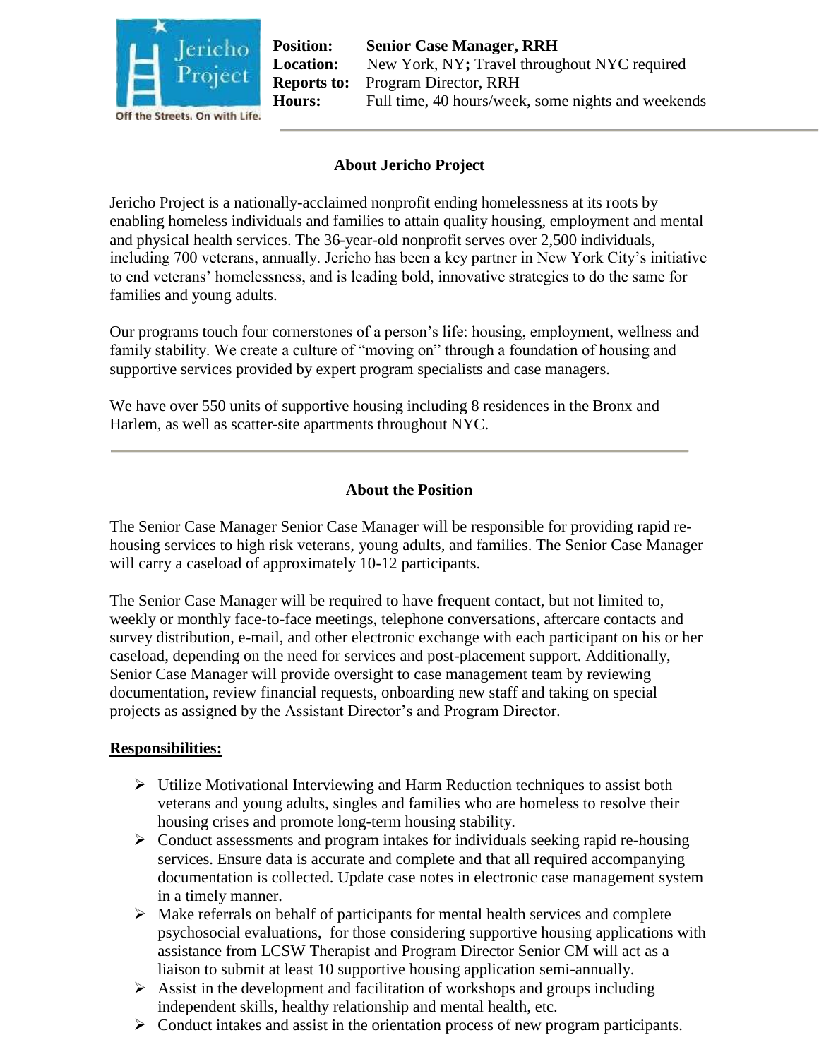Jericho Project

Off the Streets. On with Life.

**Position:** **Senior Case Manager, RRH**
**Location:** New York, NY**;** Travel throughout NYC required
**Reports to:** Program Director, RRH
**Hours:** Full time, 40 hours/week, some nights and weekends

## About Jericho Project

Jericho Project is a nationally-acclaimed nonprofit ending homelessness at its roots by enabling homeless individuals and families to attain quality housing, employment and mental and physical health services. The 36-year-old nonprofit serves over 2,500 individuals, including 700 veterans, annually. Jericho has been a key partner in New York City's initiative to end veterans' homelessness, and is leading bold, innovative strategies to do the same for families and young adults.

Our programs touch four cornerstones of a person's life: housing, employment, wellness and family stability. We create a culture of "moving on" through a foundation of housing and supportive services provided by expert program specialists and case managers.

We have over 550 units of supportive housing including 8 residences in the Bronx and Harlem, as well as scatter-site apartments throughout NYC.

## About the Position

The Senior Case Manager Senior Case Manager will be responsible for providing rapid re-housing services to high risk veterans, young adults, and families. The Senior Case Manager will carry a caseload of approximately 10-12 participants.

The Senior Case Manager will be required to have frequent contact, but not limited to, weekly or monthly face-to-face meetings, telephone conversations, aftercare contacts and survey distribution, e-mail, and other electronic exchange with each participant on his or her caseload, depending on the need for services and post-placement support. Additionally, Senior Case Manager will provide oversight to case management team by reviewing documentation, review financial requests, onboarding new staff and taking on special projects as assigned by the Assistant Director's and Program Director.

**Responsibilities:**

- Utilize Motivational Interviewing and Harm Reduction techniques to assist both veterans and young adults, singles and families who are homeless to resolve their housing crises and promote long-term housing stability.
- Conduct assessments and program intakes for individuals seeking rapid re-housing services. Ensure data is accurate and complete and that all required accompanying documentation is collected. Update case notes in electronic case management system in a timely manner.
- Make referrals on behalf of participants for mental health services and complete psychosocial evaluations, for those considering supportive housing applications with assistance from LCSW Therapist and Program Director Senior CM will act as a liaison to submit at least 10 supportive housing application semi-annually.
- Assist in the development and facilitation of workshops and groups including independent skills, healthy relationship and mental health, etc.
- Conduct intakes and assist in the orientation process of new program participants.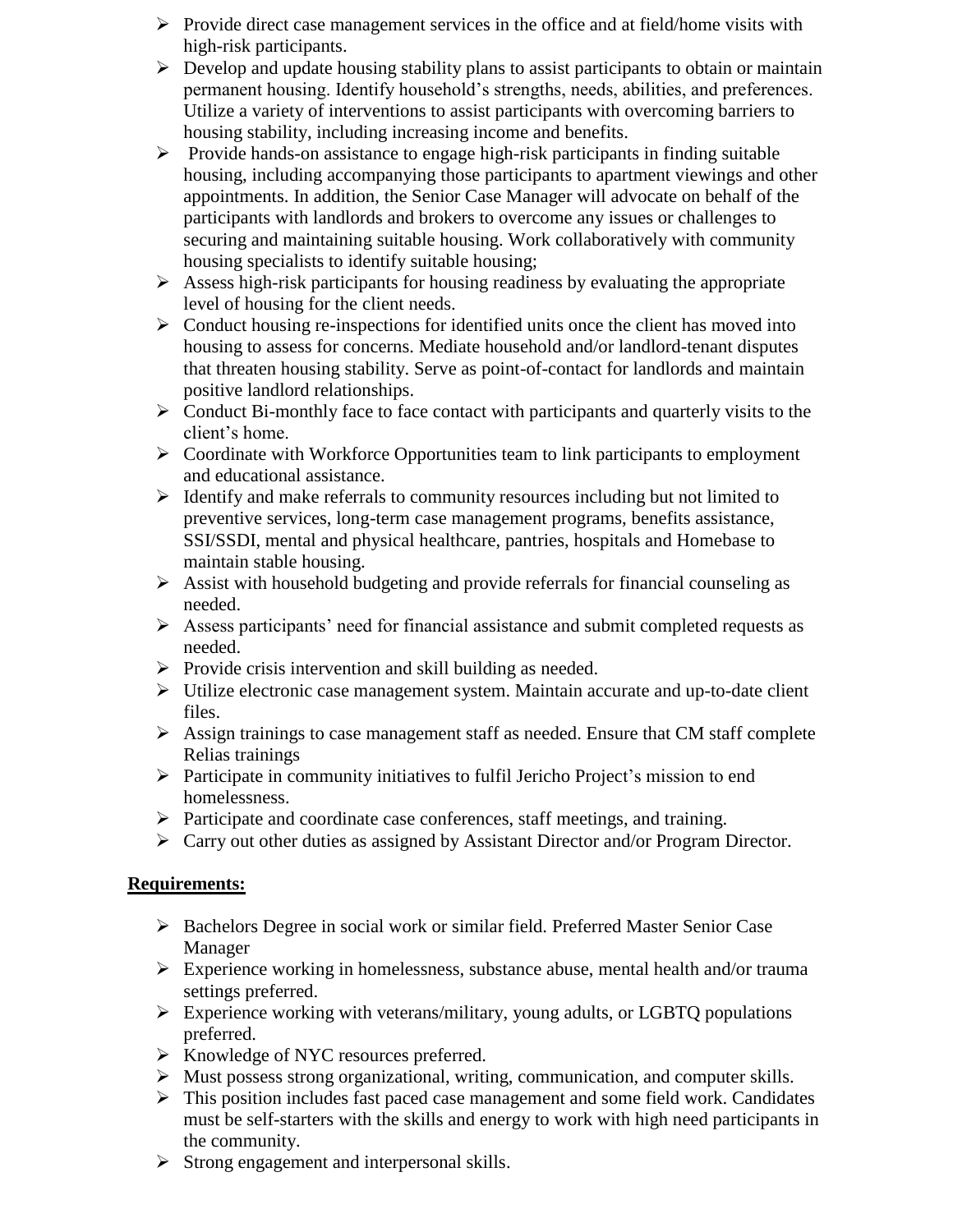- Provide direct case management services in the office and at field/home visits with high-risk participants.
- Develop and update housing stability plans to assist participants to obtain or maintain permanent housing. Identify household's strengths, needs, abilities, and preferences. Utilize a variety of interventions to assist participants with overcoming barriers to housing stability, including increasing income and benefits.
- Provide hands-on assistance to engage high-risk participants in finding suitable housing, including accompanying those participants to apartment viewings and other appointments. In addition, the Senior Case Manager will advocate on behalf of the participants with landlords and brokers to overcome any issues or challenges to securing and maintaining suitable housing. Work collaboratively with community housing specialists to identify suitable housing;
- Assess high-risk participants for housing readiness by evaluating the appropriate level of housing for the client needs.
- Conduct housing re-inspections for identified units once the client has moved into housing to assess for concerns. Mediate household and/or landlord-tenant disputes that threaten housing stability. Serve as point-of-contact for landlords and maintain positive landlord relationships.
- Conduct Bi-monthly face to face contact with participants and quarterly visits to the client's home.
- Coordinate with Workforce Opportunities team to link participants to employment and educational assistance.
- Identify and make referrals to community resources including but not limited to preventive services, long-term case management programs, benefits assistance, SSI/SSDI, mental and physical healthcare, pantries, hospitals and Homebase to maintain stable housing.
- Assist with household budgeting and provide referrals for financial counseling as needed.
- Assess participants' need for financial assistance and submit completed requests as needed.
- Provide crisis intervention and skill building as needed.
- Utilize electronic case management system. Maintain accurate and up-to-date client files.
- Assign trainings to case management staff as needed. Ensure that CM staff complete Relias trainings
- Participate in community initiatives to fulfil Jericho Project's mission to end homelessness.
- Participate and coordinate case conferences, staff meetings, and training.
- Carry out other duties as assigned by Assistant Director and/or Program Director.

**Requirements:**

- Bachelors Degree in social work or similar field. Preferred Master Senior Case Manager
- Experience working in homelessness, substance abuse, mental health and/or trauma settings preferred.
- Experience working with veterans/military, young adults, or LGBTQ populations preferred.
- Knowledge of NYC resources preferred.
- Must possess strong organizational, writing, communication, and computer skills.
- This position includes fast paced case management and some field work. Candidates must be self-starters with the skills and energy to work with high need participants in the community.
- Strong engagement and interpersonal skills.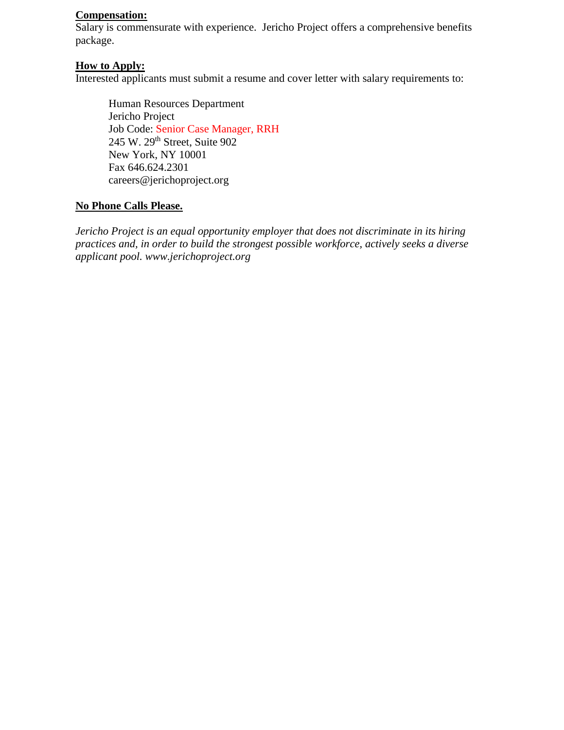**Compensation:**
Salary is commensurate with experience. Jericho Project offers a comprehensive benefits package.

**How to Apply:**
Interested applicants must submit a resume and cover letter with salary requirements to:

Human Resources Department
Jericho Project
Job Code: Senior Case Manager, RRH
245 W. 29th Street, Suite 902
New York, NY 10001
Fax 646.624.2301
careers@jerichoproject.org

**No Phone Calls Please.**

*Jericho Project is an equal opportunity employer that does not discriminate in its hiring practices and, in order to build the strongest possible workforce, actively seeks a diverse applicant pool. www.jerichoproject.org*